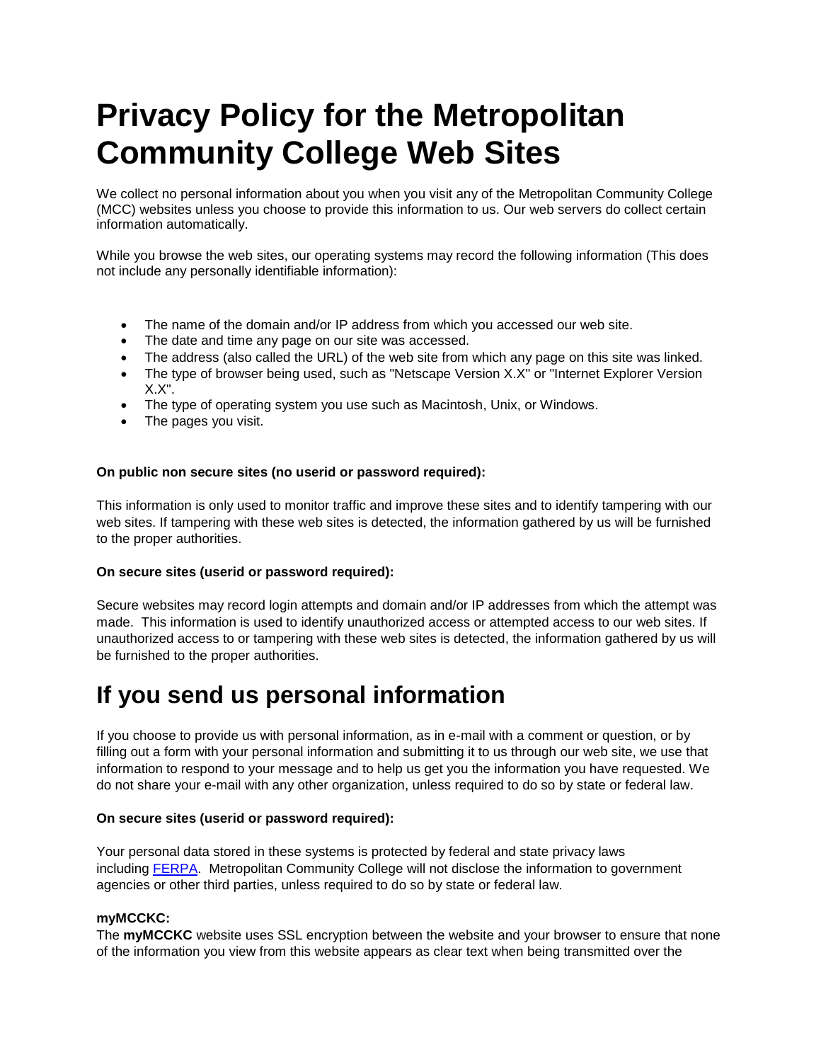# Privacy Policy for the Metropolitan Community College Web Sites

We collect no personal information about you when you visit any of the Metropolitan Community College (MCC) websites unless you choose to provide this information to us. Our web servers do collect certain information automatically.

While you browse the web sites, our operating systems may record the following information (This does not include any personally identifiable information):

- The name of the domain and/or IP address from which you accessed our web site.
- The date and time any page on our site was accessed.
- The address (also called the URL) of the web site from which any page on this site was linked.
- The type of browser being used, such as "Netscape Version X.X" or "Internet Explorer Version X.X".
- The type of operating system you use such as Macintosh, Unix, or Windows.
- The pages you visit.

**On public non secure sites (no userid or password required):**

This information is only used to monitor traffic and improve these sites and to identify tampering with our web sites. If tampering with these web sites is detected, the information gathered by us will be furnished to the proper authorities.

**On secure sites (userid or password required):**

Secure websites may record login attempts and domain and/or IP addresses from which the attempt was made. This information is used to identify unauthorized access or attempted access to our web sites. If unauthorized access to or tampering with these web sites is detected, the information gathered by us will be furnished to the proper authorities.

# If you send us personal information

If you choose to provide us with personal information, as in e-mail with a comment or question, or by filling out a form with your personal information and submitting it to us through our web site, we use that information to respond to your message and to help us get you the information you have requested. We do not share your e-mail with any other organization, unless required to do so by state or federal law.

**On secure sites (userid or password required):**

Your personal data stored in these systems is protected by federal and state privacy laws including FERPA. Metropolitan Community College will not disclose the information to government agencies or other third parties, unless required to do so by state or federal law.

**myMCCKC:**
The **myMCCKC** website uses SSL encryption between the website and your browser to ensure that none of the information you view from this website appears as clear text when being transmitted over the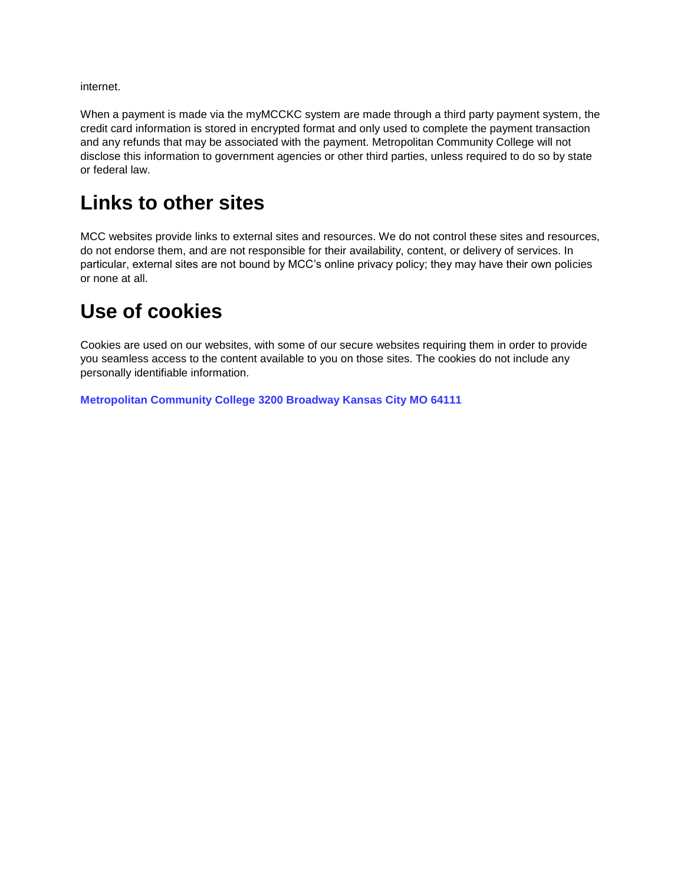internet.

When a payment is made via the myMCCKC system are made through a third party payment system, the credit card information is stored in encrypted format and only used to complete the payment transaction and any refunds that may be associated with the payment. Metropolitan Community College will not disclose this information to government agencies or other third parties, unless required to do so by state or federal law.

# Links to other sites

MCC websites provide links to external sites and resources. We do not control these sites and resources, do not endorse them, and are not responsible for their availability, content, or delivery of services. In particular, external sites are not bound by MCC's online privacy policy; they may have their own policies or none at all.

# Use of cookies

Cookies are used on our websites, with some of our secure websites requiring them in order to provide you seamless access to the content available to you on those sites. The cookies do not include any personally identifiable information.

**Metropolitan Community College 3200 Broadway Kansas City MO 64111**